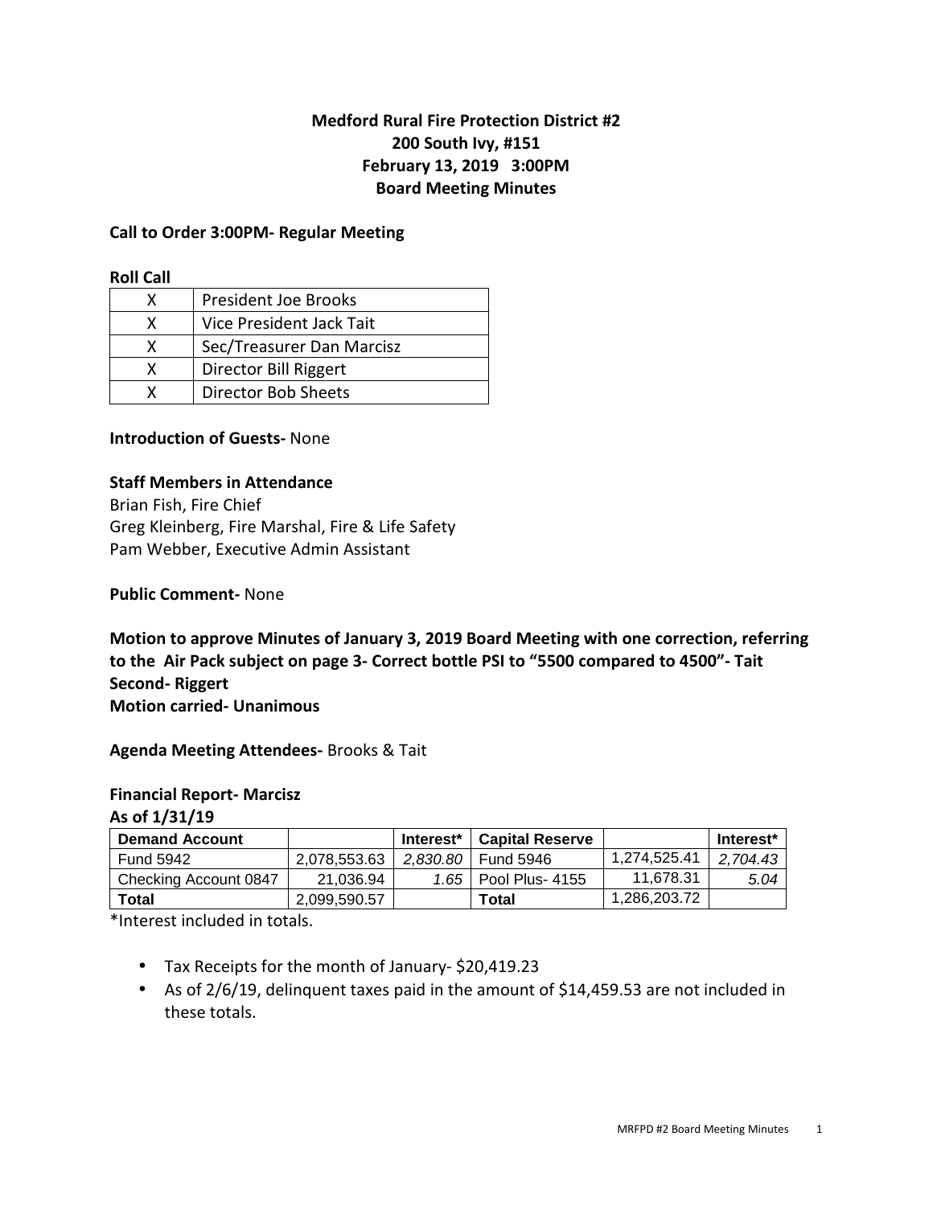**Medford Rural Fire Protection District #2**
**200 South Ivy, #151**
**February 13, 2019 3:00PM**
**Board Meeting Minutes**

**Call to Order 3:00PM- Regular Meeting**

**Roll Call**

| | |
|---|---|
| X | President Joe Brooks |
| X | Vice President Jack Tait |
| X | Sec/Treasurer Dan Marcisz |
| X | Director Bill Riggert |
| X | Director Bob Sheets |

**Introduction of Guests-** None

**Staff Members in Attendance**
Brian Fish, Fire Chief
Greg Kleinberg, Fire Marshal, Fire & Life Safety
Pam Webber, Executive Admin Assistant

**Public Comment-** None

**Motion to approve Minutes of January 3, 2019 Board Meeting with one correction, referring to the Air Pack subject on page 3- Correct bottle PSI to "5500 compared to 4500"- Tait**
**Second- Riggert**
**Motion carried- Unanimous**

**Agenda Meeting Attendees-** Brooks & Tait

**Financial Report- Marcisz**
**As of 1/31/19**

| Demand Account | | Interest* | Capital Reserve | | Interest* |
|---|---|---|---|---|---|
| Fund 5942 | 2,078,553.63 | *2,830.80* | Fund 5946 | 1,274,525.41 | *2,704.43* |
| Checking Account 0847 | 21,036.94 | *1.65* | Pool Plus- 4155 | 11,678.31 | *5.04* |
| **Total** | 2,099,590.57 | | **Total** | 1,286,203.72 | |

*Interest included in totals.

- Tax Receipts for the month of January- $20,419.23
- As of 2/6/19, delinquent taxes paid in the amount of $14,459.53 are not included in these totals.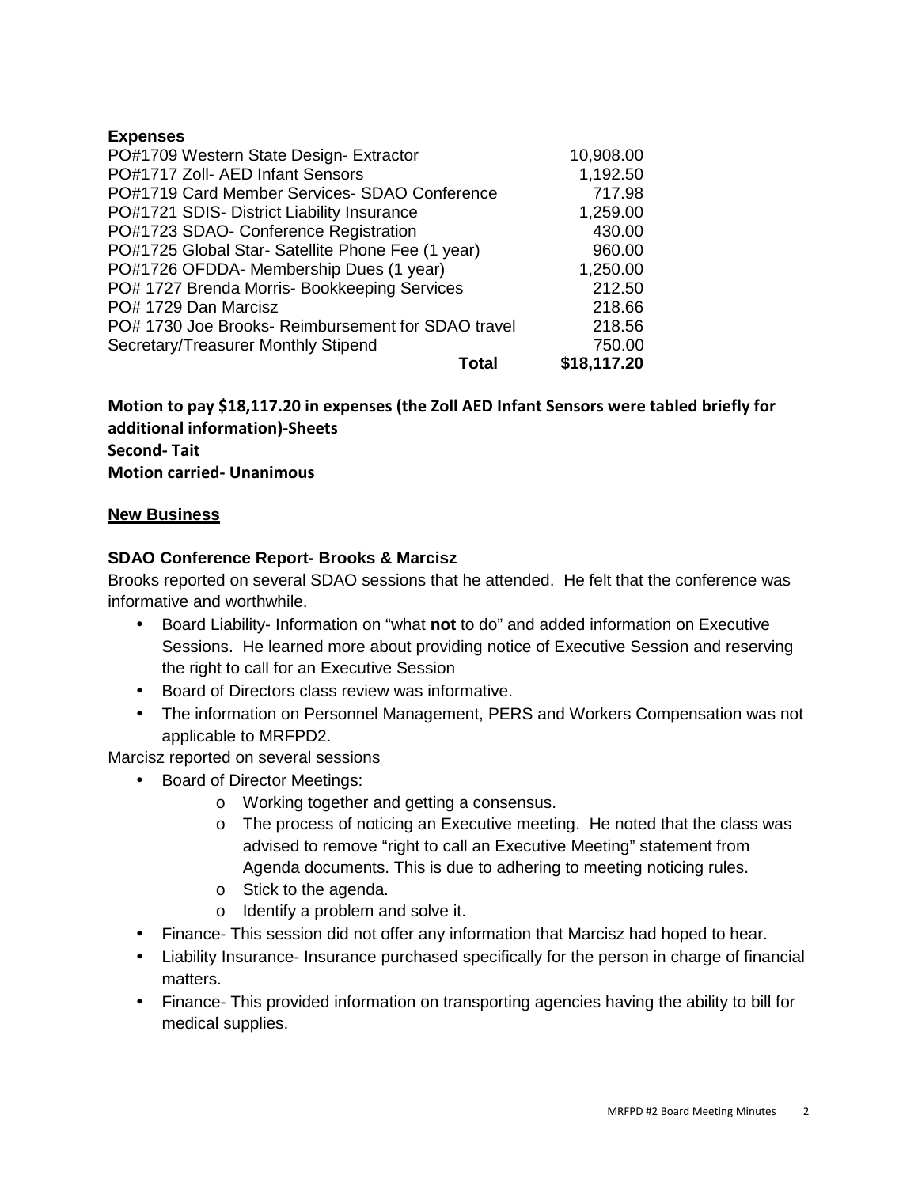**Expenses**

| | |
|---|---|
| PO#1709 Western State Design- Extractor | 10,908.00 |
| PO#1717 Zoll- AED Infant Sensors | 1,192.50 |
| PO#1719 Card Member Services- SDAO Conference | 717.98 |
| PO#1721 SDIS- District Liability Insurance | 1,259.00 |
| PO#1723 SDAO- Conference Registration | 430.00 |
| PO#1725 Global Star- Satellite Phone Fee (1 year) | 960.00 |
| PO#1726 OFDDA- Membership Dues (1 year) | 1,250.00 |
| PO# 1727 Brenda Morris- Bookkeeping Services | 212.50 |
| PO# 1729 Dan Marcisz | 218.66 |
| PO# 1730 Joe Brooks- Reimbursement for SDAO travel | 218.56 |
| Secretary/Treasurer Monthly Stipend | 750.00 |
| **Total** | **$18,117.20** |

**Motion to pay $18,117.20 in expenses (the Zoll AED Infant Sensors were tabled briefly for additional information)-Sheets**
**Second- Tait**
**Motion carried- Unanimous**

## New Business

### SDAO Conference Report- Brooks & Marcisz

Brooks reported on several SDAO sessions that he attended. He felt that the conference was informative and worthwhile.

- Board Liability- Information on "what **not** to do" and added information on Executive Sessions. He learned more about providing notice of Executive Session and reserving the right to call for an Executive Session
- Board of Directors class review was informative.
- The information on Personnel Management, PERS and Workers Compensation was not applicable to MRFPD2.

Marcisz reported on several sessions

- Board of Director Meetings:
  - Working together and getting a consensus.
  - The process of noticing an Executive meeting. He noted that the class was advised to remove "right to call an Executive Meeting" statement from Agenda documents. This is due to adhering to meeting noticing rules.
  - Stick to the agenda.
  - Identify a problem and solve it.
- Finance- This session did not offer any information that Marcisz had hoped to hear.
- Liability Insurance- Insurance purchased specifically for the person in charge of financial matters.
- Finance- This provided information on transporting agencies having the ability to bill for medical supplies.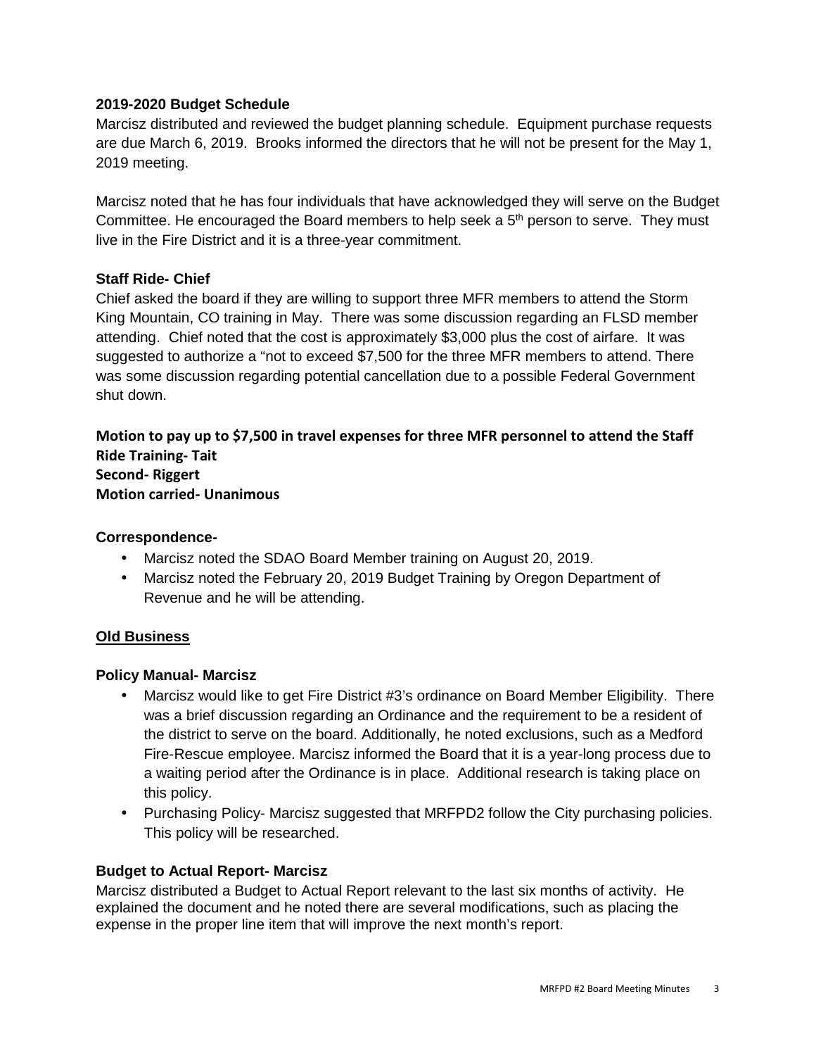### 2019-2020 Budget Schedule

Marcisz distributed and reviewed the budget planning schedule. Equipment purchase requests are due March 6, 2019. Brooks informed the directors that he will not be present for the May 1, 2019 meeting.

Marcisz noted that he has four individuals that have acknowledged they will serve on the Budget Committee. He encouraged the Board members to help seek a 5th person to serve. They must live in the Fire District and it is a three-year commitment.

### Staff Ride- Chief

Chief asked the board if they are willing to support three MFR members to attend the Storm King Mountain, CO training in May. There was some discussion regarding an FLSD member attending. Chief noted that the cost is approximately $3,000 plus the cost of airfare. It was suggested to authorize a "not to exceed $7,500 for the three MFR members to attend. There was some discussion regarding potential cancellation due to a possible Federal Government shut down.

**Motion to pay up to $7,500 in travel expenses for three MFR personnel to attend the Staff Ride Training- Tait**
**Second- Riggert**
**Motion carried- Unanimous**

### Correspondence-

- Marcisz noted the SDAO Board Member training on August 20, 2019.
- Marcisz noted the February 20, 2019 Budget Training by Oregon Department of Revenue and he will be attending.

## Old Business

### Policy Manual- Marcisz

- Marcisz would like to get Fire District #3's ordinance on Board Member Eligibility. There was a brief discussion regarding an Ordinance and the requirement to be a resident of the district to serve on the board. Additionally, he noted exclusions, such as a Medford Fire-Rescue employee. Marcisz informed the Board that it is a year-long process due to a waiting period after the Ordinance is in place. Additional research is taking place on this policy.
- Purchasing Policy- Marcisz suggested that MRFPD2 follow the City purchasing policies. This policy will be researched.

### Budget to Actual Report- Marcisz

Marcisz distributed a Budget to Actual Report relevant to the last six months of activity. He explained the document and he noted there are several modifications, such as placing the expense in the proper line item that will improve the next month's report.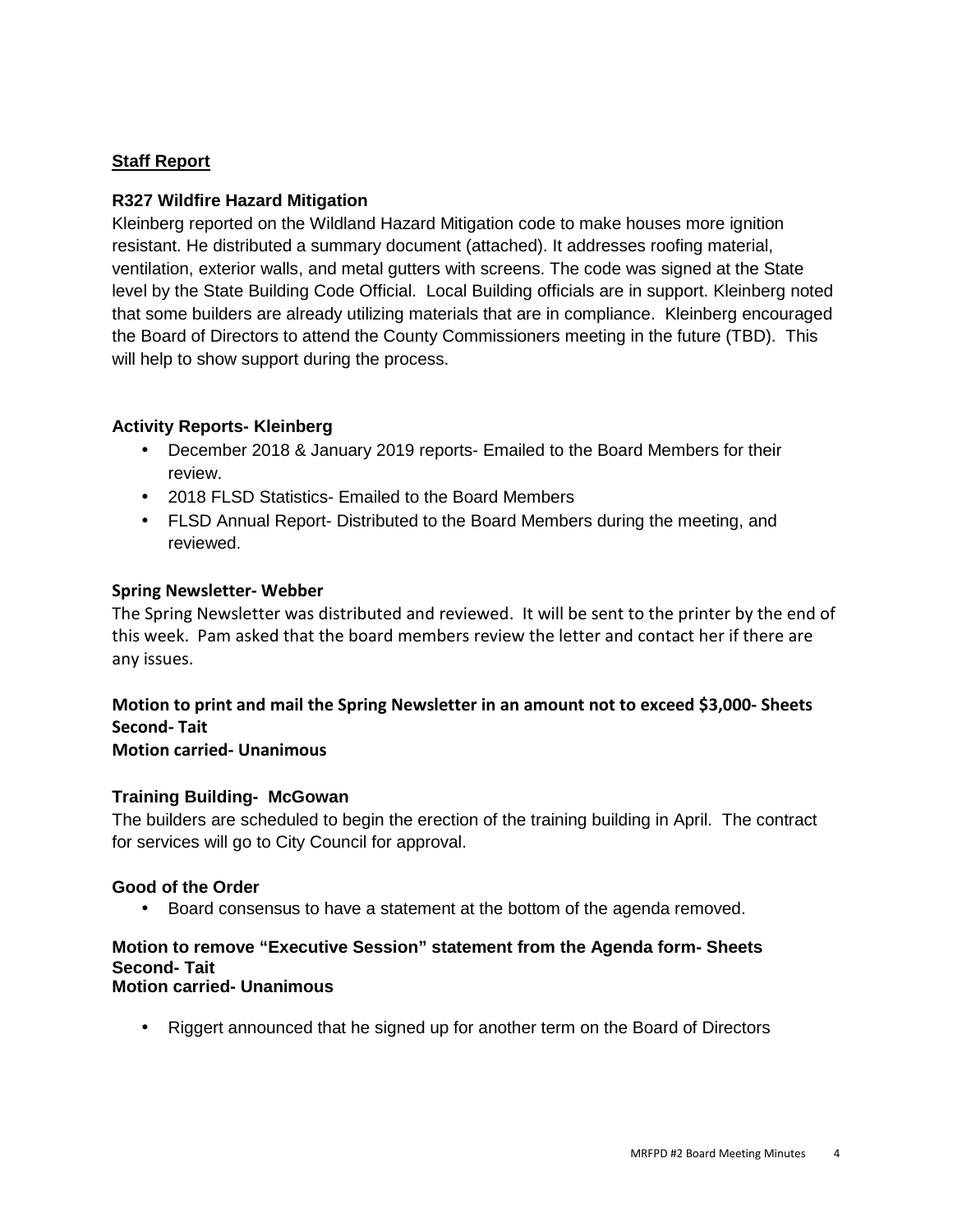**Staff Report**

**R327 Wildfire Hazard Mitigation**

Kleinberg reported on the Wildland Hazard Mitigation code to make houses more ignition resistant. He distributed a summary document (attached). It addresses roofing material, ventilation, exterior walls, and metal gutters with screens. The code was signed at the State level by the State Building Code Official. Local Building officials are in support. Kleinberg noted that some builders are already utilizing materials that are in compliance. Kleinberg encouraged the Board of Directors to attend the County Commissioners meeting in the future (TBD). This will help to show support during the process.

**Activity Reports- Kleinberg**

- December 2018 & January 2019 reports- Emailed to the Board Members for their review.
- 2018 FLSD Statistics- Emailed to the Board Members
- FLSD Annual Report- Distributed to the Board Members during the meeting, and reviewed.

**Spring Newsletter- Webber**

The Spring Newsletter was distributed and reviewed. It will be sent to the printer by the end of this week. Pam asked that the board members review the letter and contact her if there are any issues.

**Motion to print and mail the Spring Newsletter in an amount not to exceed $3,000- Sheets**
**Second- Tait**
**Motion carried- Unanimous**

**Training Building- McGowan**

The builders are scheduled to begin the erection of the training building in April. The contract for services will go to City Council for approval.

**Good of the Order**

- Board consensus to have a statement at the bottom of the agenda removed.

**Motion to remove "Executive Session" statement from the Agenda form- Sheets**
**Second- Tait**
**Motion carried- Unanimous**

- Riggert announced that he signed up for another term on the Board of Directors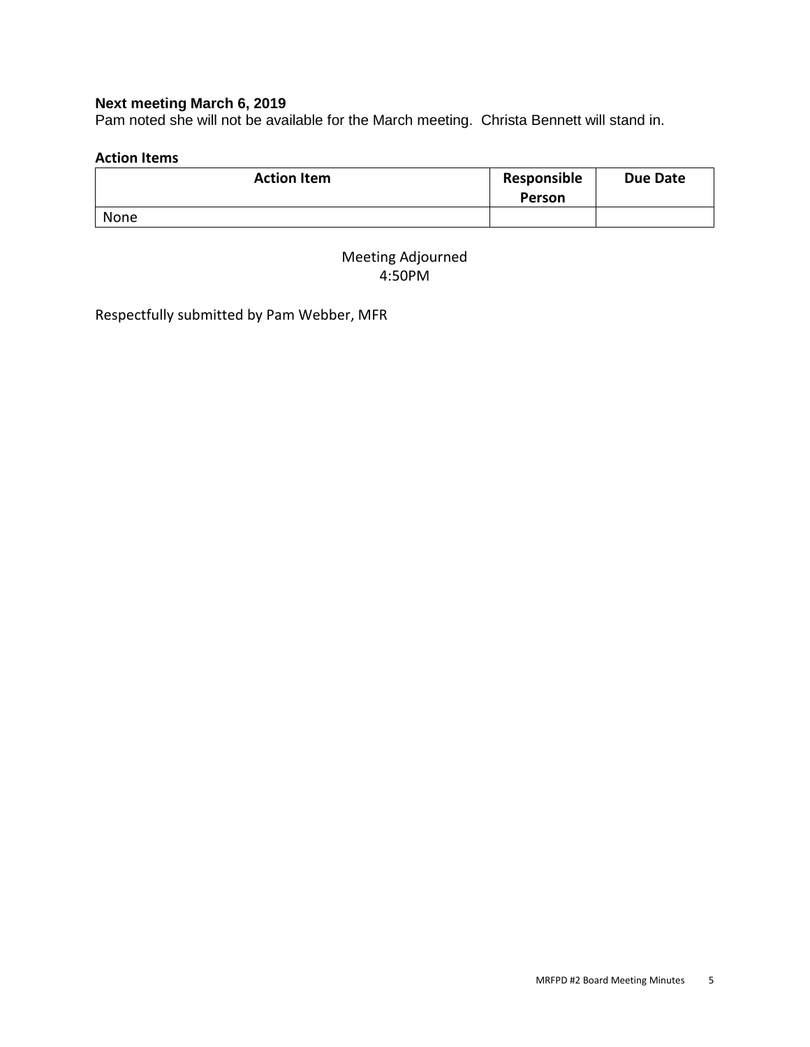**Next meeting March 6, 2019**

Pam noted she will not be available for the March meeting. Christa Bennett will stand in.

**Action Items**

| Action Item | Responsible Person | Due Date |
|---|---|---|
| None | | |

Meeting Adjourned
4:50PM

Respectfully submitted by Pam Webber, MFR